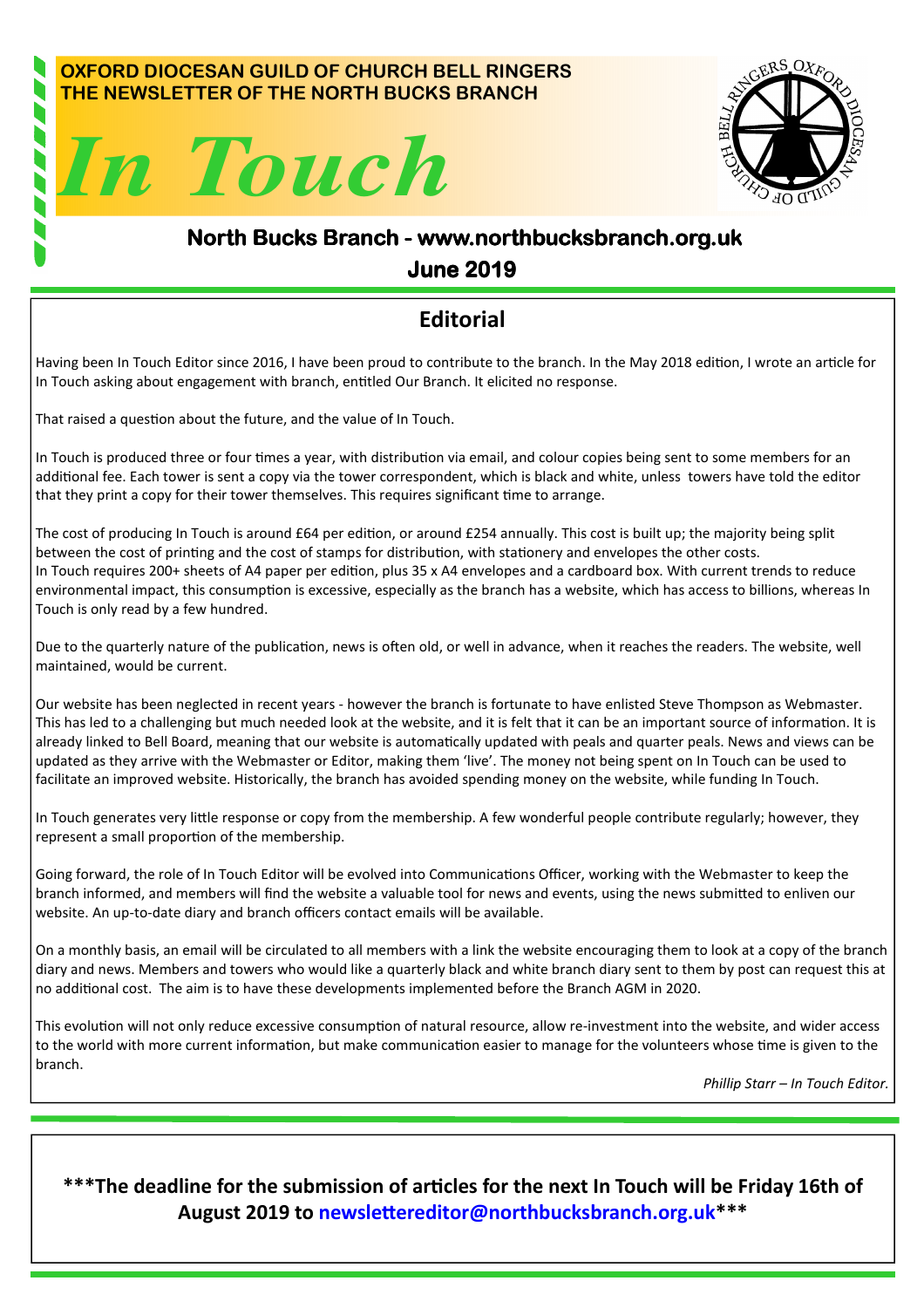**OXFORD DIOCESAN GUILD OF CHURCH BELL RINGERS**
**THE NEWSLETTER OF THE NORTH BUCKS BRANCH**

# *In Touch*

**North Bucks Branch - www.northbucksbranch.org.uk**

**June 2019**

## Editorial

Having been In Touch Editor since 2016, I have been proud to contribute to the branch. In the May 2018 edition, I wrote an article for In Touch asking about engagement with branch, entitled Our Branch. It elicited no response.

That raised a question about the future, and the value of In Touch.

In Touch is produced three or four times a year, with distribution via email, and colour copies being sent to some members for an additional fee. Each tower is sent a copy via the tower correspondent, which is black and white, unless towers have told the editor that they print a copy for their tower themselves. This requires significant time to arrange.

The cost of producing In Touch is around £64 per edition, or around £254 annually. This cost is built up; the majority being split between the cost of printing and the cost of stamps for distribution, with stationery and envelopes the other costs.
In Touch requires 200+ sheets of A4 paper per edition, plus 35 x A4 envelopes and a cardboard box. With current trends to reduce environmental impact, this consumption is excessive, especially as the branch has a website, which has access to billions, whereas In Touch is only read by a few hundred.

Due to the quarterly nature of the publication, news is often old, or well in advance, when it reaches the readers. The website, well maintained, would be current.

Our website has been neglected in recent years - however the branch is fortunate to have enlisted Steve Thompson as Webmaster. This has led to a challenging but much needed look at the website, and it is felt that it can be an important source of information. It is already linked to Bell Board, meaning that our website is automatically updated with peals and quarter peals. News and views can be updated as they arrive with the Webmaster or Editor, making them 'live'. The money not being spent on In Touch can be used to facilitate an improved website. Historically, the branch has avoided spending money on the website, while funding In Touch.

In Touch generates very little response or copy from the membership. A few wonderful people contribute regularly; however, they represent a small proportion of the membership.

Going forward, the role of In Touch Editor will be evolved into Communications Officer, working with the Webmaster to keep the branch informed, and members will find the website a valuable tool for news and events, using the news submitted to enliven our website. An up-to-date diary and branch officers contact emails will be available.

On a monthly basis, an email will be circulated to all members with a link the website encouraging them to look at a copy of the branch diary and news. Members and towers who would like a quarterly black and white branch diary sent to them by post can request this at no additional cost. The aim is to have these developments implemented before the Branch AGM in 2020.

This evolution will not only reduce excessive consumption of natural resource, allow re-investment into the website, and wider access to the world with more current information, but make communication easier to manage for the volunteers whose time is given to the branch.

*Phillip Starr – In Touch Editor.*

**\*\*\*The deadline for the submission of articles for the next In Touch will be Friday 16th of August 2019 to newslettereditor@northbucksbranch.org.uk\*\*\***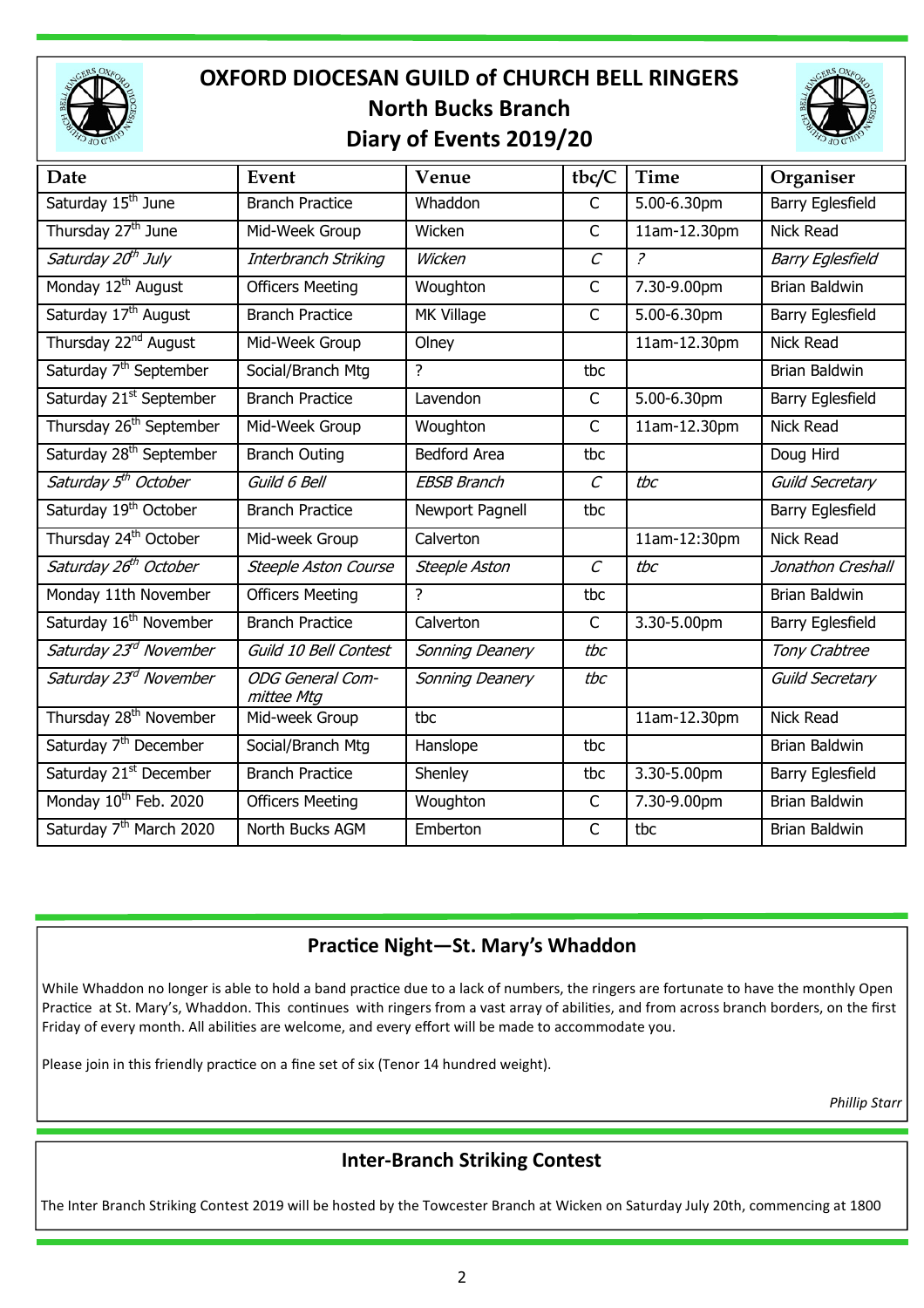# OXFORD DIOCESAN GUILD of CHURCH BELL RINGERS
## North Bucks Branch
## Diary of Events 2019/20

| Date | Event | Venue | tbc/C | Time | Organiser |
|---|---|---|---|---|---|
| Saturday 15th June | Branch Practice | Whaddon | C | 5.00-6.30pm | Barry Eglesfield |
| Thursday 27th June | Mid-Week Group | Wicken | C | 11am-12.30pm | Nick Read |
| *Saturday 20th July* | *Interbranch Striking* | *Wicken* | *C* | *?* | *Barry Eglesfield* |
| Monday 12th August | Officers Meeting | Woughton | C | 7.30-9.00pm | Brian Baldwin |
| Saturday 17th August | Branch Practice | MK Village | C | 5.00-6.30pm | Barry Eglesfield |
| Thursday 22nd August | Mid-Week Group | Olney | | 11am-12.30pm | Nick Read |
| Saturday 7th September | Social/Branch Mtg | ? | tbc | | Brian Baldwin |
| Saturday 21st September | Branch Practice | Lavendon | C | 5.00-6.30pm | Barry Eglesfield |
| Thursday 26th September | Mid-Week Group | Woughton | C | 11am-12.30pm | Nick Read |
| Saturday 28th September | Branch Outing | Bedford Area | tbc | | Doug Hird |
| *Saturday 5th October* | *Guild 6 Bell* | *EBSB Branch* | *C* | *tbc* | *Guild Secretary* |
| Saturday 19th October | Branch Practice | Newport Pagnell | tbc | | Barry Eglesfield |
| Thursday 24th October | Mid-week Group | Calverton | | 11am-12:30pm | Nick Read |
| *Saturday 26th October* | *Steeple Aston Course* | *Steeple Aston* | *C* | *tbc* | *Jonathon Creshall* |
| Monday 11th November | Officers Meeting | ? | tbc | | Brian Baldwin |
| Saturday 16th November | Branch Practice | Calverton | C | 3.30-5.00pm | Barry Eglesfield |
| *Saturday 23rd November* | *Guild 10 Bell Contest* | *Sonning Deanery* | *tbc* | | *Tony Crabtree* |
| *Saturday 23rd November* | *ODG General Committee Mtg* | *Sonning Deanery* | *tbc* | | *Guild Secretary* |
| Thursday 28th November | Mid-week Group | tbc | | 11am-12.30pm | Nick Read |
| Saturday 7th December | Social/Branch Mtg | Hanslope | tbc | | Brian Baldwin |
| Saturday 21st December | Branch Practice | Shenley | tbc | 3.30-5.00pm | Barry Eglesfield |
| Monday 10th Feb. 2020 | Officers Meeting | Woughton | C | 7.30-9.00pm | Brian Baldwin |
| Saturday 7th March 2020 | North Bucks AGM | Emberton | C | tbc | Brian Baldwin |

## Practice Night—St. Mary's Whaddon

While Whaddon no longer is able to hold a band practice due to a lack of numbers, the ringers are fortunate to have the monthly Open Practice at St. Mary's, Whaddon. This continues with ringers from a vast array of abilities, and from across branch borders, on the first Friday of every month. All abilities are welcome, and every effort will be made to accommodate you.

Please join in this friendly practice on a fine set of six (Tenor 14 hundred weight).

*Phillip Starr*

## Inter-Branch Striking Contest

The Inter Branch Striking Contest 2019 will be hosted by the Towcester Branch at Wicken on Saturday July 20th, commencing at 1800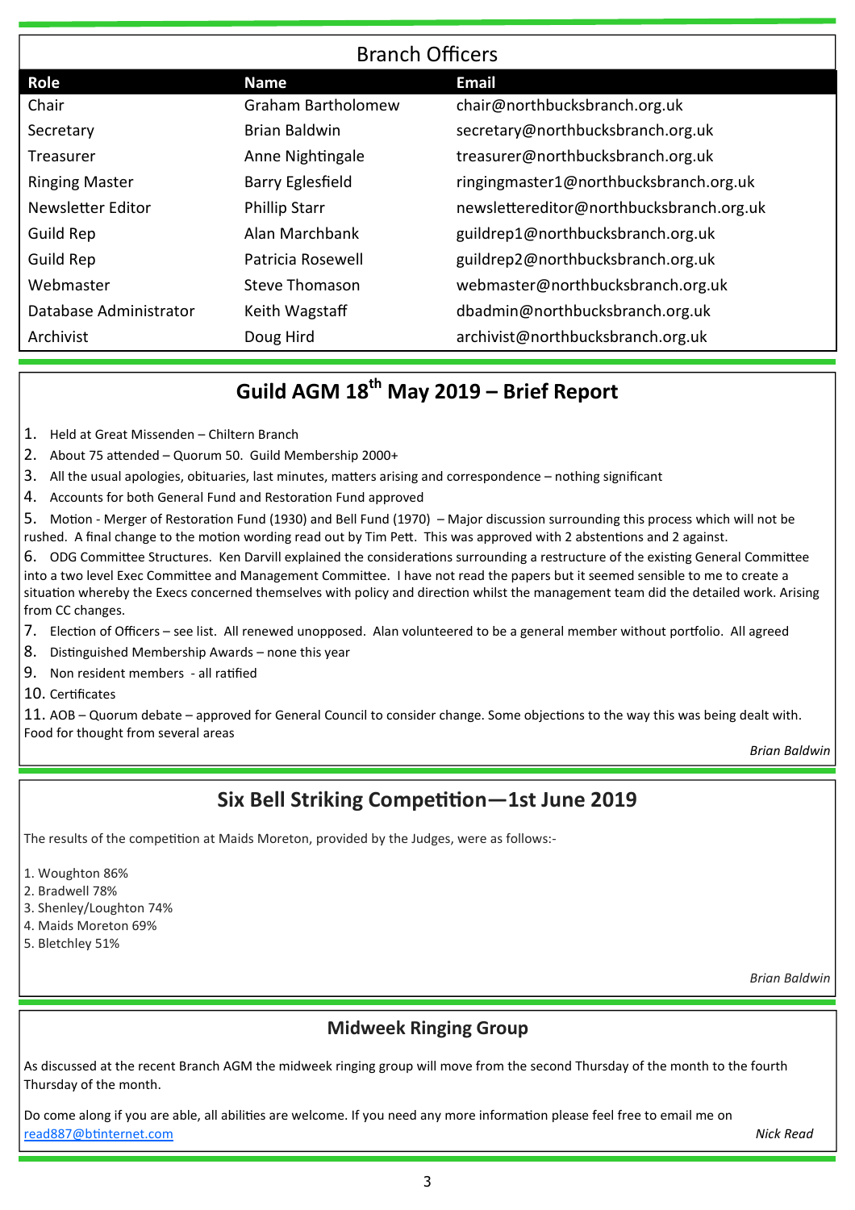## Branch Officers

| Role | Name | Email |
|---|---|---|
| Chair | Graham Bartholomew | chair@northbucksbranch.org.uk |
| Secretary | Brian Baldwin | secretary@northbucksbranch.org.uk |
| Treasurer | Anne Nightingale | treasurer@northbucksbranch.org.uk |
| Ringing Master | Barry Eglesfield | ringingmaster1@northbucksbranch.org.uk |
| Newsletter Editor | Phillip Starr | newslettereditor@northbucksbranch.org.uk |
| Guild Rep | Alan Marchbank | guildrep1@northbucksbranch.org.uk |
| Guild Rep | Patricia Rosewell | guildrep2@northbucksbranch.org.uk |
| Webmaster | Steve Thomason | webmaster@northbucksbranch.org.uk |
| Database Administrator | Keith Wagstaff | dbadmin@northbucksbranch.org.uk |
| Archivist | Doug Hird | archivist@northbucksbranch.org.uk |

## Guild AGM 18th May 2019 – Brief Report

1. Held at Great Missenden – Chiltern Branch
2. About 75 attended – Quorum 50. Guild Membership 2000+
3. All the usual apologies, obituaries, last minutes, matters arising and correspondence – nothing significant
4. Accounts for both General Fund and Restoration Fund approved
5. Motion - Merger of Restoration Fund (1930) and Bell Fund (1970) – Major discussion surrounding this process which will not be rushed. A final change to the motion wording read out by Tim Pett. This was approved with 2 abstentions and 2 against.
6. ODG Committee Structures. Ken Darvill explained the considerations surrounding a restructure of the existing General Committee into a two level Exec Committee and Management Committee. I have not read the papers but it seemed sensible to me to create a situation whereby the Execs concerned themselves with policy and direction whilst the management team did the detailed work. Arising from CC changes.
7. Election of Officers – see list. All renewed unopposed. Alan volunteered to be a general member without portfolio. All agreed
8. Distinguished Membership Awards – none this year
9. Non resident members - all ratified
10. Certificates
11. AOB – Quorum debate – approved for General Council to consider change. Some objections to the way this was being dealt with. Food for thought from several areas

*Brian Baldwin*

## Six Bell Striking Competition—1st June 2019

The results of the competition at Maids Moreton, provided by the Judges, were as follows:-

1. Woughton 86%
2. Bradwell 78%
3. Shenley/Loughton 74%
4. Maids Moreton 69%
5. Bletchley 51%

*Brian Baldwin*

## Midweek Ringing Group

As discussed at the recent Branch AGM the midweek ringing group will move from the second Thursday of the month to the fourth Thursday of the month.

Do come along if you are able, all abilities are welcome. If you need any more information please feel free to email me on read887@btinternet.com

*Nick Read*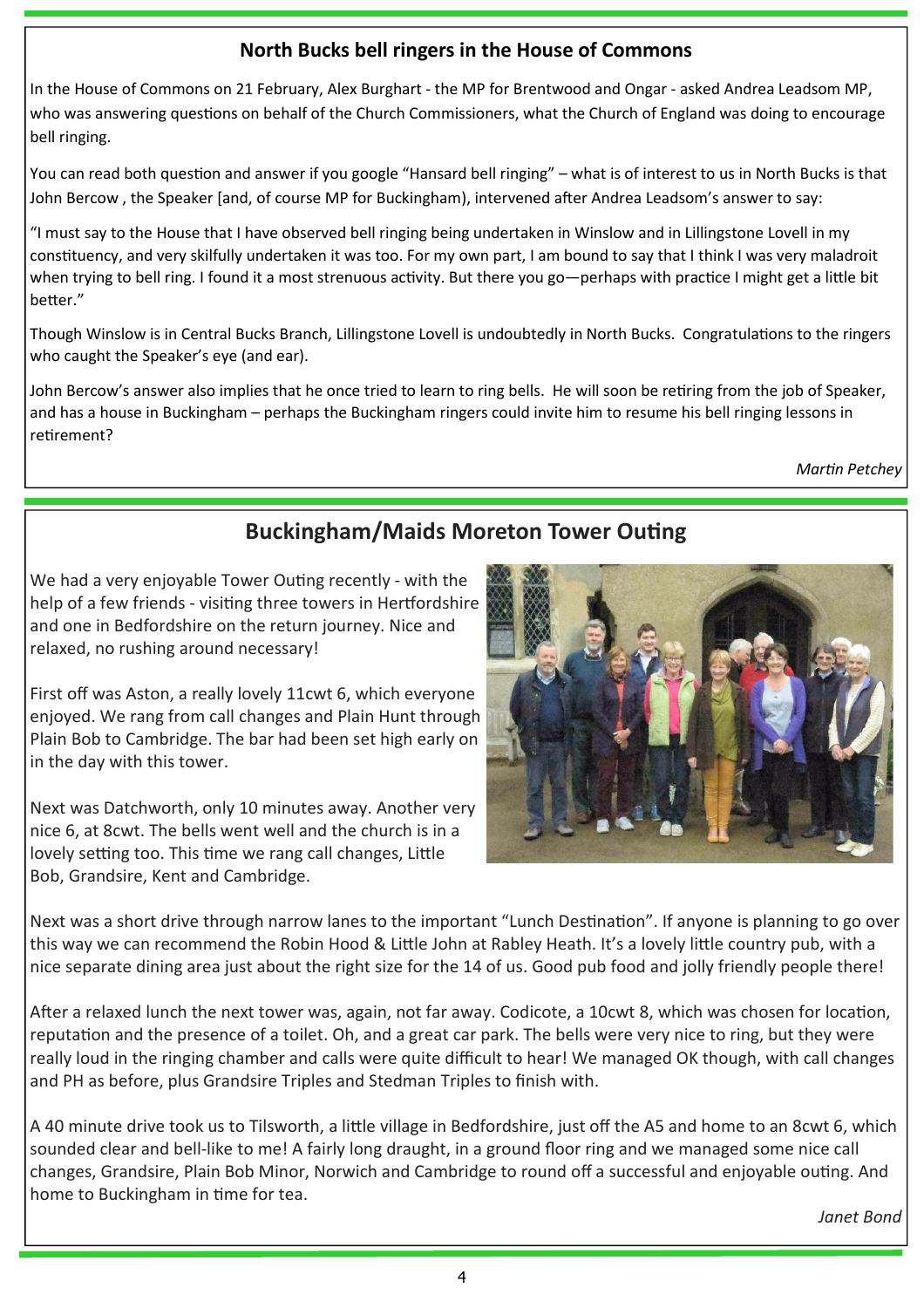## North Bucks bell ringers in the House of Commons

In the House of Commons on 21 February, Alex Burghart - the MP for Brentwood and Ongar - asked Andrea Leadsom MP, who was answering questions on behalf of the Church Commissioners, what the Church of England was doing to encourage bell ringing.

You can read both question and answer if you google "Hansard bell ringing" – what is of interest to us in North Bucks is that John Bercow , the Speaker [and, of course MP for Buckingham), intervened after Andrea Leadsom's answer to say:

"I must say to the House that I have observed bell ringing being undertaken in Winslow and in Lillingstone Lovell in my constituency, and very skilfully undertaken it was too. For my own part, I am bound to say that I think I was very maladroit when trying to bell ring. I found it a most strenuous activity. But there you go—perhaps with practice I might get a little bit better."

Though Winslow is in Central Bucks Branch, Lillingstone Lovell is undoubtedly in North Bucks. Congratulations to the ringers who caught the Speaker's eye (and ear).

John Bercow's answer also implies that he once tried to learn to ring bells. He will soon be retiring from the job of Speaker, and has a house in Buckingham – perhaps the Buckingham ringers could invite him to resume his bell ringing lessons in retirement?

*Martin Petchey*

## Buckingham/Maids Moreton Tower Outing

We had a very enjoyable Tower Outing recently - with the help of a few friends - visiting three towers in Hertfordshire and one in Bedfordshire on the return journey. Nice and relaxed, no rushing around necessary!

First off was Aston, a really lovely 11cwt 6, which everyone enjoyed. We rang from call changes and Plain Hunt through Plain Bob to Cambridge. The bar had been set high early on in the day with this tower.

Next was Datchworth, only 10 minutes away. Another very nice 6, at 8cwt. The bells went well and the church is in a lovely setting too. This time we rang call changes, Little Bob, Grandsire, Kent and Cambridge.

Next was a short drive through narrow lanes to the important "Lunch Destination". If anyone is planning to go over this way we can recommend the Robin Hood & Little John at Rabley Heath. It's a lovely little country pub, with a nice separate dining area just about the right size for the 14 of us. Good pub food and jolly friendly people there!

After a relaxed lunch the next tower was, again, not far away. Codicote, a 10cwt 8, which was chosen for location, reputation and the presence of a toilet. Oh, and a great car park. The bells were very nice to ring, but they were really loud in the ringing chamber and calls were quite difficult to hear! We managed OK though, with call changes and PH as before, plus Grandsire Triples and Stedman Triples to finish with.

A 40 minute drive took us to Tilsworth, a little village in Bedfordshire, just off the A5 and home to an 8cwt 6, which sounded clear and bell-like to me! A fairly long draught, in a ground floor ring and we managed some nice call changes, Grandsire, Plain Bob Minor, Norwich and Cambridge to round off a successful and enjoyable outing. And home to Buckingham in time for tea.

*Janet Bond*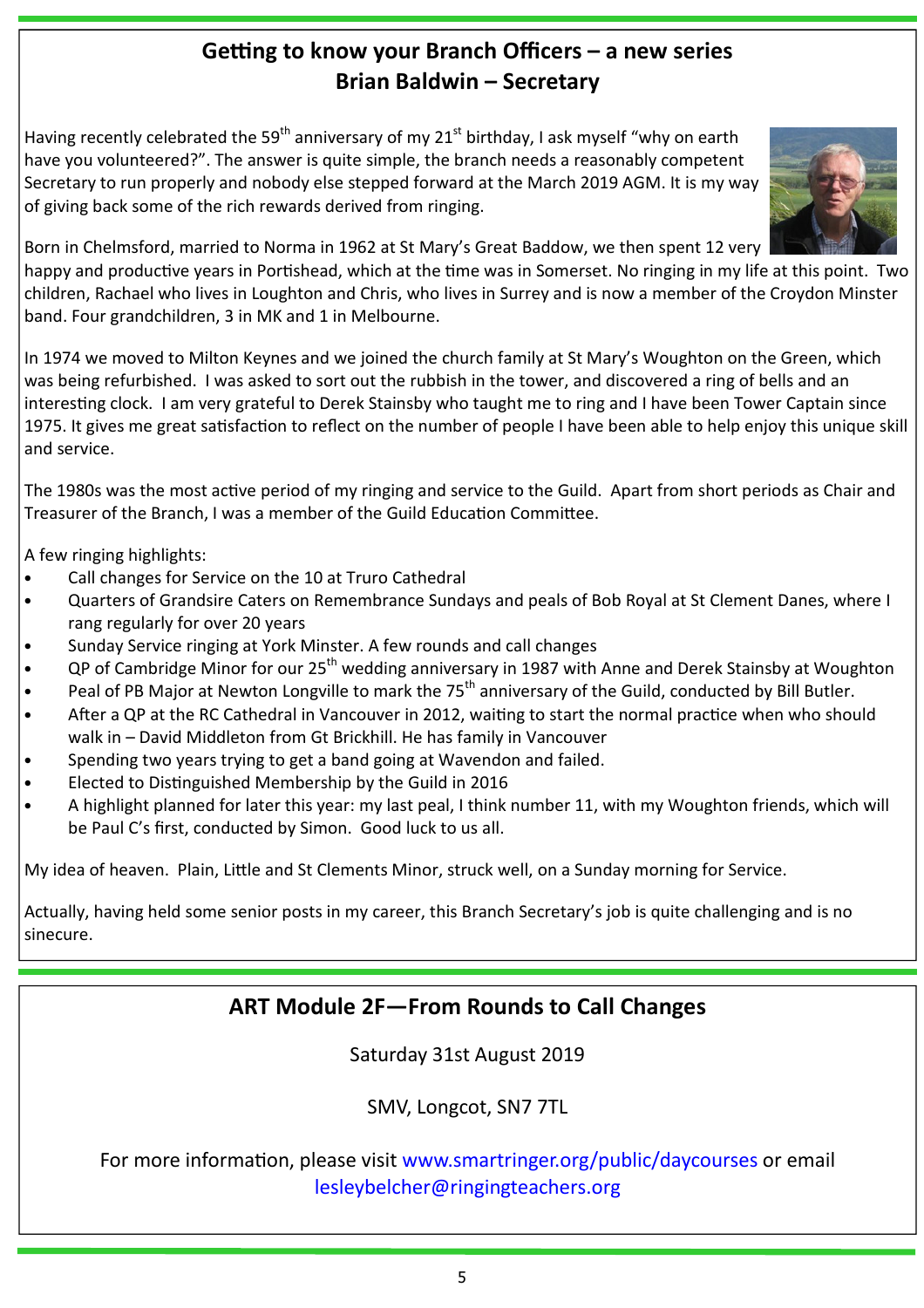## Getting to know your Branch Officers – a new series
## Brian Baldwin – Secretary

Having recently celebrated the 59th anniversary of my 21st birthday, I ask myself "why on earth have you volunteered?". The answer is quite simple, the branch needs a reasonably competent Secretary to run properly and nobody else stepped forward at the March 2019 AGM. It is my way of giving back some of the rich rewards derived from ringing.

Born in Chelmsford, married to Norma in 1962 at St Mary's Great Baddow, we then spent 12 very happy and productive years in Portishead, which at the time was in Somerset. No ringing in my life at this point. Two children, Rachael who lives in Loughton and Chris, who lives in Surrey and is now a member of the Croydon Minster band. Four grandchildren, 3 in MK and 1 in Melbourne.

In 1974 we moved to Milton Keynes and we joined the church family at St Mary's Woughton on the Green, which was being refurbished. I was asked to sort out the rubbish in the tower, and discovered a ring of bells and an interesting clock. I am very grateful to Derek Stainsby who taught me to ring and I have been Tower Captain since 1975. It gives me great satisfaction to reflect on the number of people I have been able to help enjoy this unique skill and service.

The 1980s was the most active period of my ringing and service to the Guild. Apart from short periods as Chair and Treasurer of the Branch, I was a member of the Guild Education Committee.

A few ringing highlights:

- Call changes for Service on the 10 at Truro Cathedral
- Quarters of Grandsire Caters on Remembrance Sundays and peals of Bob Royal at St Clement Danes, where I rang regularly for over 20 years
- Sunday Service ringing at York Minster. A few rounds and call changes
- QP of Cambridge Minor for our 25th wedding anniversary in 1987 with Anne and Derek Stainsby at Woughton
- Peal of PB Major at Newton Longville to mark the 75th anniversary of the Guild, conducted by Bill Butler.
- After a QP at the RC Cathedral in Vancouver in 2012, waiting to start the normal practice when who should walk in – David Middleton from Gt Brickhill. He has family in Vancouver
- Spending two years trying to get a band going at Wavendon and failed.
- Elected to Distinguished Membership by the Guild in 2016
- A highlight planned for later this year: my last peal, I think number 11, with my Woughton friends, which will be Paul C's first, conducted by Simon. Good luck to us all.

My idea of heaven. Plain, Little and St Clements Minor, struck well, on a Sunday morning for Service.

Actually, having held some senior posts in my career, this Branch Secretary's job is quite challenging and is no sinecure.

## ART Module 2F—From Rounds to Call Changes

Saturday 31st August 2019

SMV, Longcot, SN7 7TL

For more information, please visit www.smartringer.org/public/daycourses or email lesleybelcher@ringingteachers.org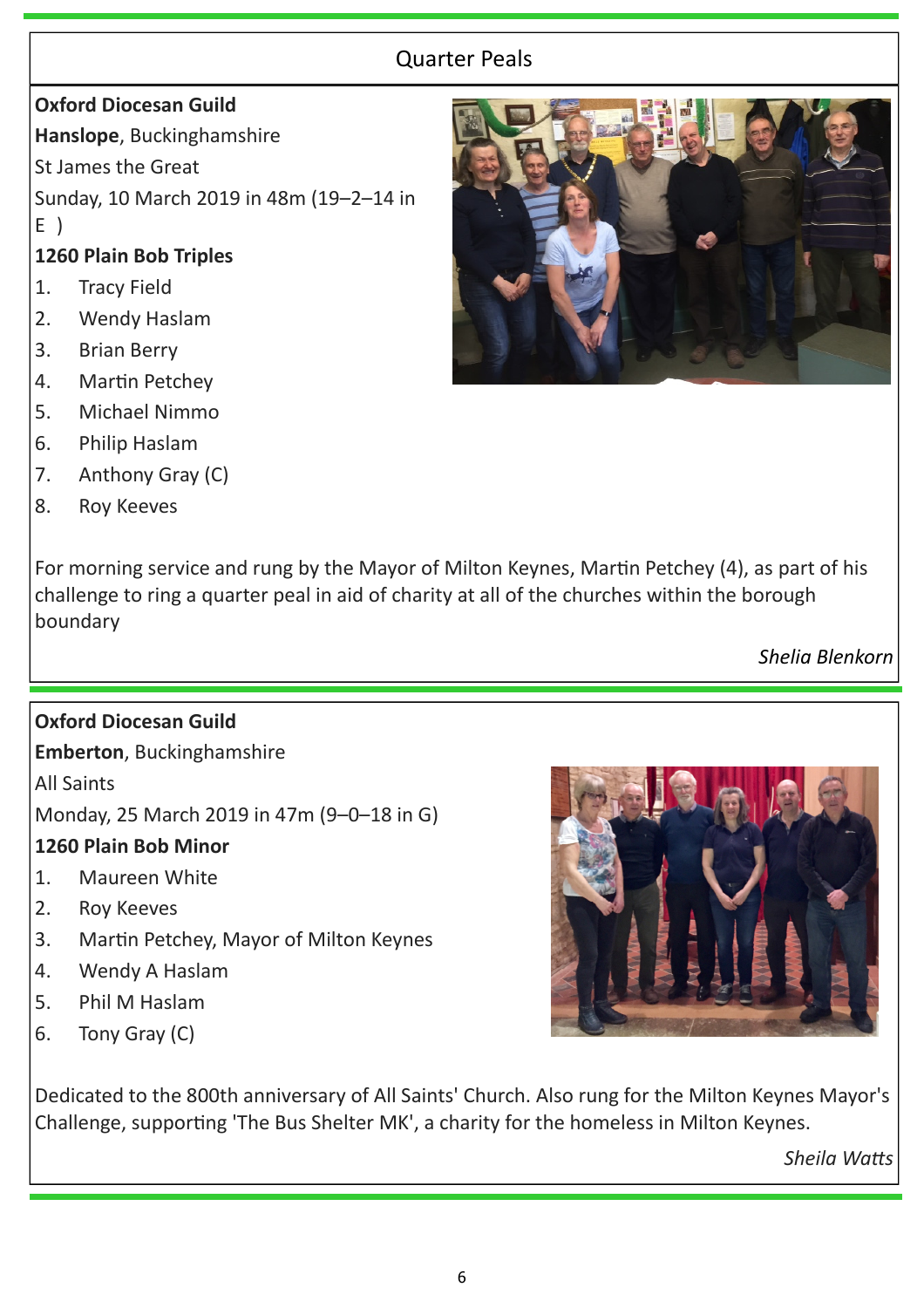## Quarter Peals

**Oxford Diocesan Guild**

**Hanslope**, Buckinghamshire

St James the Great

Sunday, 10 March 2019 in 48m (19–2–14 in E )

**1260 Plain Bob Triples**

1. Tracy Field
2. Wendy Haslam
3. Brian Berry
4. Martin Petchey
5. Michael Nimmo
6. Philip Haslam
7. Anthony Gray (C)
8. Roy Keeves

For morning service and rung by the Mayor of Milton Keynes, Martin Petchey (4), as part of his challenge to ring a quarter peal in aid of charity at all of the churches within the borough boundary

*Shelia Blenkorn*

---

**Oxford Diocesan Guild**

**Emberton**, Buckinghamshire

All Saints

Monday, 25 March 2019 in 47m (9–0–18 in G)

**1260 Plain Bob Minor**

1. Maureen White
2. Roy Keeves
3. Martin Petchey, Mayor of Milton Keynes
4. Wendy A Haslam
5. Phil M Haslam
6. Tony Gray (C)

Dedicated to the 800th anniversary of All Saints' Church. Also rung for the Milton Keynes Mayor's Challenge, supporting 'The Bus Shelter MK', a charity for the homeless in Milton Keynes.

*Sheila Watts*